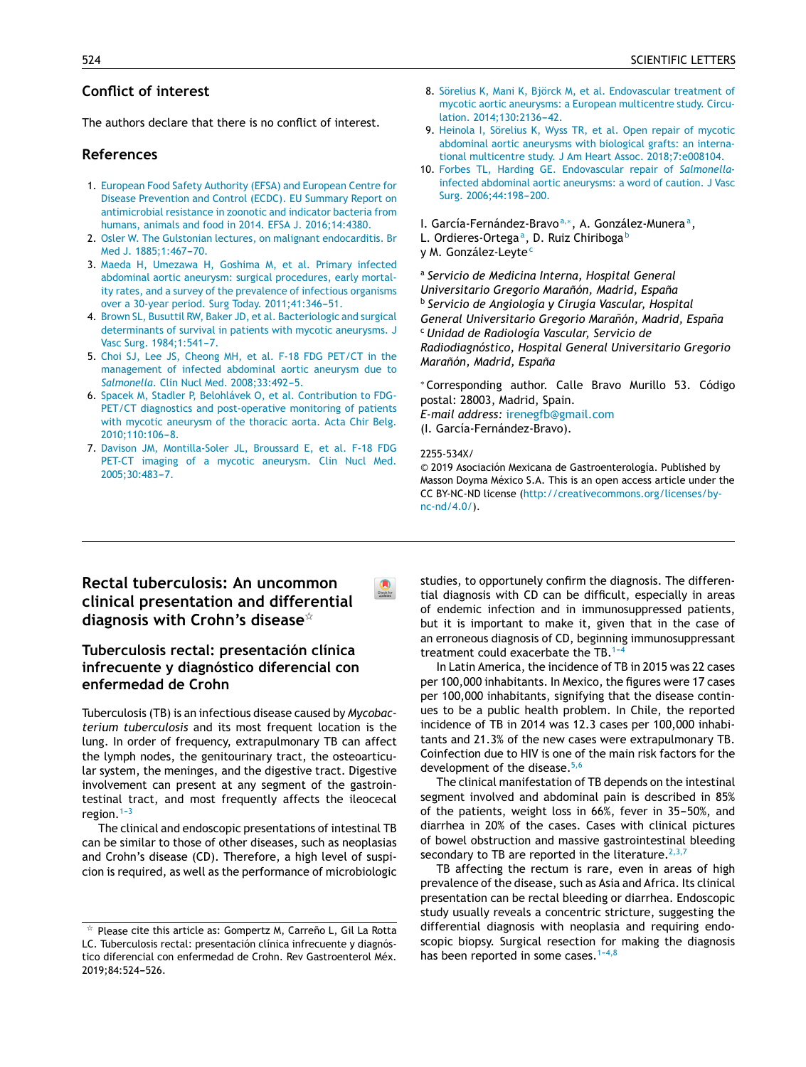## Conflict of interest

The authors declare that there is no conflict of interest.

## References

1. European Food Safety Authority (EFSA) and European Centre for Disease Prevention and Control (ECDC). EU Summary Report on antimicrobial resistance in zoonotic and indicator bacteria from humans, animals and food in 2014. EFSA J. 2016;14:4380.
2. Osler W. The Gulstonian lectures, on malignant endocarditis. Br Med J. 1885;1:467–70.
3. Maeda H, Umezawa H, Goshima M, et al. Primary infected abdominal aortic aneurysm: surgical procedures, early mortality rates, and a survey of the prevalence of infectious organisms over a 30-year period. Surg Today. 2011;41:346–51.
4. Brown SL, Busuttil RW, Baker JD, et al. Bacteriologic and surgical determinants of survival in patients with mycotic aneurysms. J Vasc Surg. 1984;1:541–7.
5. Choi SJ, Lee JS, Cheong MH, et al. F-18 FDG PET/CT in the management of infected abdominal aortic aneurysm due to *Salmonella*. Clin Nucl Med. 2008;33:492–5.
6. Spacek M, Stadler P, Belohlávek O, et al. Contribution to FDG-PET/CT diagnostics and post-operative monitoring of patients with mycotic aneurysm of the thoracic aorta. Acta Chir Belg. 2010;110:106–8.
7. Davison JM, Montilla-Soler JL, Broussard E, et al. F-18 FDG PET-CT imaging of a mycotic aneurysm. Clin Nucl Med. 2005;30:483–7.
8. Sörelius K, Mani K, Björck M, et al. Endovascular treatment of mycotic aortic aneurysms: a European multicentre study. Circulation. 2014;130:2136–42.
9. Heinola I, Sörelius K, Wyss TR, et al. Open repair of mycotic abdominal aortic aneurysms with biological grafts: an international multicentre study. J Am Heart Assoc. 2018;7:e008104.
10. Forbes TL, Harding GE. Endovascular repair of *Salmonella*-infected abdominal aortic aneurysms: a word of caution. J Vasc Surg. 2006;44:198–200.

I. García-Fernández-Bravo[a,*], A. González-Munera[a], L. Ordieres-Ortega[a], D. Ruiz Chiriboga[b] y M. González-Leyte[c]

[a] *Servicio de Medicina Interna, Hospital General Universitario Gregorio Marañón, Madrid, España*
[b] *Servicio de Angiología y Cirugía Vascular, Hospital General Universitario Gregorio Marañón, Madrid, España*
[c] *Unidad de Radiología Vascular, Servicio de Radiodiagnóstico, Hospital General Universitario Gregorio Marañón, Madrid, España*

[*] Corresponding author. Calle Bravo Murillo 53. Código postal: 28003, Madrid, Spain.
*E-mail address:* irenegfb@gmail.com
(I. García-Fernández-Bravo).

2255-534X/
© 2019 Asociación Mexicana de Gastroenterología. Published by Masson Doyma México S.A. This is an open access article under the CC BY-NC-ND license (http://creativecommons.org/licenses/by-nc-nd/4.0/).

# Rectal tuberculosis: An uncommon clinical presentation and differential diagnosis with Crohn's disease[☆]

## Tuberculosis rectal: presentación clínica infrecuente y diagnóstico diferencial con enfermedad de Crohn

Tuberculosis (TB) is an infectious disease caused by *Mycobacterium tuberculosis* and its most frequent location is the lung. In order of frequency, extrapulmonary TB can affect the lymph nodes, the genitourinary tract, the osteoarticular system, the meninges, and the digestive tract. Digestive involvement can present at any segment of the gastrointestinal tract, and most frequently affects the ileocecal region.[1–3]

The clinical and endoscopic presentations of intestinal TB can be similar to those of other diseases, such as neoplasias and Crohn's disease (CD). Therefore, a high level of suspicion is required, as well as the performance of microbiologic studies, to opportunely confirm the diagnosis. The differential diagnosis with CD can be difficult, especially in areas of endemic infection and in immunosuppressed patients, but it is important to make it, given that in the case of an erroneous diagnosis of CD, beginning immunosuppressant treatment could exacerbate the TB.[1–4]

In Latin America, the incidence of TB in 2015 was 22 cases per 100,000 inhabitants. In Mexico, the figures were 17 cases per 100,000 inhabitants, signifying that the disease continues to be a public health problem. In Chile, the reported incidence of TB in 2014 was 12.3 cases per 100,000 inhabitants and 21.3% of the new cases were extrapulmonary TB. Coinfection due to HIV is one of the main risk factors for the development of the disease.[5,6]

The clinical manifestation of TB depends on the intestinal segment involved and abdominal pain is described in 85% of the patients, weight loss in 66%, fever in 35–50%, and diarrhea in 20% of the cases. Cases with clinical pictures of bowel obstruction and massive gastrointestinal bleeding secondary to TB are reported in the literature.[2,3,7]

TB affecting the rectum is rare, even in areas of high prevalence of the disease, such as Asia and Africa. Its clinical presentation can be rectal bleeding or diarrhea. Endoscopic study usually reveals a concentric stricture, suggesting the differential diagnosis with neoplasia and requiring endoscopic biopsy. Surgical resection for making the diagnosis has been reported in some cases.[1–4,8]

[☆] Please cite this article as: Gompertz M, Carreño L, Gil La Rotta LC. Tuberculosis rectal: presentación clínica infrecuente y diagnóstico diferencial con enfermedad de Crohn. Rev Gastroenterol Méx. 2019;84:524–526.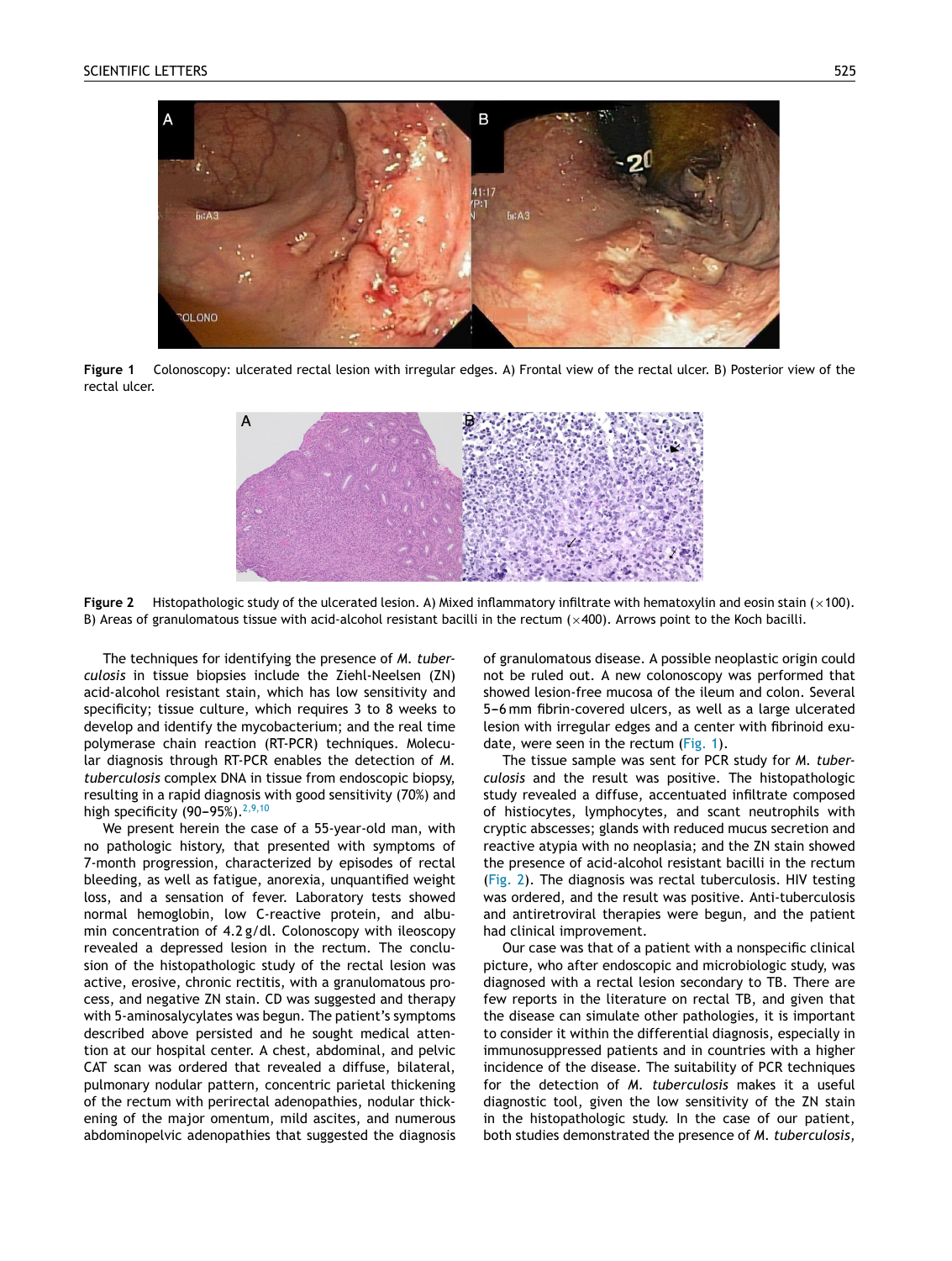Figure 1 Colonoscopy: ulcerated rectal lesion with irregular edges. A) Frontal view of the rectal ulcer. B) Posterior view of the rectal ulcer.

Figure 2 Histopathologic study of the ulcerated lesion. A) Mixed inflammatory infiltrate with hematoxylin and eosin stain (×100). B) Areas of granulomatous tissue with acid-alcohol resistant bacilli in the rectum (×400). Arrows point to the Koch bacilli.

The techniques for identifying the presence of *M. tuberculosis* in tissue biopsies include the Ziehl-Neelsen (ZN) acid-alcohol resistant stain, which has low sensitivity and specificity; tissue culture, which requires 3 to 8 weeks to develop and identify the mycobacterium; and the real time polymerase chain reaction (RT-PCR) techniques. Molecular diagnosis through RT-PCR enables the detection of *M. tuberculosis* complex DNA in tissue from endoscopic biopsy, resulting in a rapid diagnosis with good sensitivity (70%) and high specificity (90–95%).[2,9,10]

We present herein the case of a 55-year-old man, with no pathologic history, that presented with symptoms of 7-month progression, characterized by episodes of rectal bleeding, as well as fatigue, anorexia, unquantified weight loss, and a sensation of fever. Laboratory tests showed normal hemoglobin, low C-reactive protein, and albumin concentration of 4.2 g/dl. Colonoscopy with ileoscopy revealed a depressed lesion in the rectum. The conclusion of the histopathologic study of the rectal lesion was active, erosive, chronic rectitis, with a granulomatous process, and negative ZN stain. CD was suggested and therapy with 5-aminosalycylates was begun. The patient's symptoms described above persisted and he sought medical attention at our hospital center. A chest, abdominal, and pelvic CAT scan was ordered that revealed a diffuse, bilateral, pulmonary nodular pattern, concentric parietal thickening of the rectum with perirectal adenopathies, nodular thickening of the major omentum, mild ascites, and numerous abdominopelvic adenopathies that suggested the diagnosis of granulomatous disease. A possible neoplastic origin could not be ruled out. A new colonoscopy was performed that showed lesion-free mucosa of the ileum and colon. Several 5–6 mm fibrin-covered ulcers, as well as a large ulcerated lesion with irregular edges and a center with fibrinoid exudate, were seen in the rectum (Fig. 1).

The tissue sample was sent for PCR study for *M. tuberculosis* and the result was positive. The histopathologic study revealed a diffuse, accentuated infiltrate composed of histiocytes, lymphocytes, and scant neutrophils with cryptic abscesses; glands with reduced mucus secretion and reactive atypia with no neoplasia; and the ZN stain showed the presence of acid-alcohol resistant bacilli in the rectum (Fig. 2). The diagnosis was rectal tuberculosis. HIV testing was ordered, and the result was positive. Anti-tuberculosis and antiretroviral therapies were begun, and the patient had clinical improvement.

Our case was that of a patient with a nonspecific clinical picture, who after endoscopic and microbiologic study, was diagnosed with a rectal lesion secondary to TB. There are few reports in the literature on rectal TB, and given that the disease can simulate other pathologies, it is important to consider it within the differential diagnosis, especially in immunosuppressed patients and in countries with a higher incidence of the disease. The suitability of PCR techniques for the detection of *M. tuberculosis* makes it a useful diagnostic tool, given the low sensitivity of the ZN stain in the histopathologic study. In the case of our patient, both studies demonstrated the presence of *M. tuberculosis*,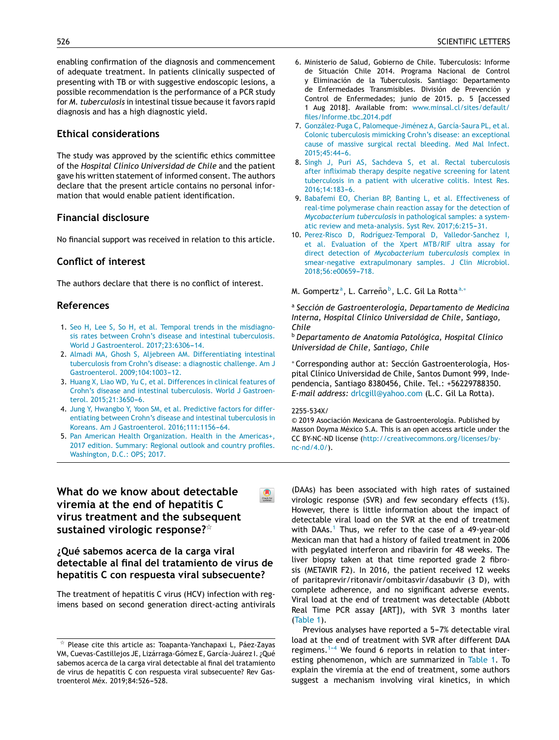enabling confirmation of the diagnosis and commencement of adequate treatment. In patients clinically suspected of presenting with TB or with suggestive endoscopic lesions, a possible recommendation is the performance of a PCR study for *M. tuberculosis* in intestinal tissue because it favors rapid diagnosis and has a high diagnostic yield.

## Ethical considerations

The study was approved by the scientific ethics committee of the *Hospital Clínico Universidad de Chile* and the patient gave his written statement of informed consent. The authors declare that the present article contains no personal information that would enable patient identification.

## Financial disclosure

No financial support was received in relation to this article.

## Conflict of interest

The authors declare that there is no conflict of interest.

## References

1. Seo H, Lee S, So H, et al. Temporal trends in the misdiagnosis rates between Crohn's disease and intestinal tuberculosis. World J Gastroenterol. 2017;23:6306–14.
2. Almadi MA, Ghosh S, Aljebreen AM. Differentiating intestinal tuberculosis from Crohn's disease: a diagnostic challenge. Am J Gastroenterol. 2009;104:1003–12.
3. Huang X, Liao WD, Yu C, et al. Differences in clinical features of Crohn's disease and intestinal tuberculosis. World J Gastroenterol. 2015;21:3650–6.
4. Jung Y, Hwangbo Y, Yoon SM, et al. Predictive factors for differentiating between Crohn's disease and intestinal tuberculosis in Koreans. Am J Gastroenterol. 2016;111:1156–64.
5. Pan American Health Organization. Health in the Americas+, 2017 edition. Summary: Regional outlook and country profiles. Washington, D.C.: OPS; 2017.
6. Ministerio de Salud, Gobierno de Chile. Tuberculosis: Informe de Situación Chile 2014. Programa Nacional de Control y Eliminación de la Tuberculosis. Santiago: Departamento de Enfermedades Transmisibles. División de Prevención y Control de Enfermedades; junio de 2015. p. 5 [accessed 1 Aug 2018]. Available from: www.minsal.cl/sites/default/files/Informe_tbc_2014.pdf
7. González-Puga C, Palomeque-Jiménez A, García-Saura PL, et al. Colonic tuberculosis mimicking Crohn's disease: an exceptional cause of massive surgical rectal bleeding. Med Mal Infect. 2015;45:44–6.
8. Singh J, Puri AS, Sachdeva S, et al. Rectal tuberculosis after infliximab therapy despite negative screening for latent tuberculosis in a patient with ulcerative colitis. Intest Res. 2016;14:183–6.
9. Babafemi EO, Cherian BP, Banting L, et al. Effectiveness of real-time polymerase chain reaction assay for the detection of *Mycobacterium tuberculosis* in pathological samples: a systematic review and meta-analysis. Syst Rev. 2017;6:215–31.
10. Perez-Risco D, Rodríguez-Temporal D, Valledor-Sanchez I, et al. Evaluation of the Xpert MTB/RIF ultra assay for direct detection of *Mycobacterium tuberculosis* complex in smear-negative extrapulmonary samples. J Clin Microbiol. 2018;56:e00659–718.

M. Gompertz[a], L. Carreño[b], L.C. Gil La Rotta[a,*]

[a] *Sección de Gastroenterología, Departamento de Medicina Interna, Hospital Clínico Universidad de Chile, Santiago, Chile*

[b] *Departamento de Anatomía Patológica, Hospital Clínico Universidad de Chile, Santiago, Chile*

[*] Corresponding author at: Sección Gastroenterología, Hospital Clínico Universidad de Chile, Santos Dumont 999, Independencia, Santiago 8380456, Chile. Tel.: +56229788350.
*E-mail address:* drlcgill@yahoo.com (L.C. Gil La Rotta).

2255-534X/
© 2019 Asociación Mexicana de Gastroenterología. Published by Masson Doyma México S.A. This is an open access article under the CC BY-NC-ND license (http://creativecommons.org/licenses/by-nc-nd/4.0/).

# What do we know about detectable viremia at the end of hepatitis C virus treatment and the subsequent sustained virologic response?[☆]

## ¿Qué sabemos acerca de la carga viral detectable al final del tratamiento de virus de hepatitis C con respuesta viral subsecuente?

The treatment of hepatitis C virus (HCV) infection with regimens based on second generation direct-acting antivirals (DAAs) has been associated with high rates of sustained virologic response (SVR) and few secondary effects (1%). However, there is little information about the impact of detectable viral load on the SVR at the end of treatment with DAAs.[1] Thus, we refer to the case of a 49-year-old Mexican man that had a history of failed treatment in 2006 with pegylated interferon and ribavirin for 48 weeks. The liver biopsy taken at that time reported grade 2 fibrosis (METAVIR F2). In 2016, the patient received 12 weeks of paritaprevir/ritonavir/ombitasvir/dasabuvir (3 D), with complete adherence, and no significant adverse events. Viral load at the end of treatment was detectable (Abbott Real Time PCR assay [ART]), with SVR 3 months later (Table 1).

Previous analyses have reported a 5–7% detectable viral load at the end of treatment with SVR after different DAA regimens.[1–4] We found 6 reports in relation to that interesting phenomenon, which are summarized in Table 1. To explain the viremia at the end of treatment, some authors suggest a mechanism involving viral kinetics, in which

[☆] Please cite this article as: Toapanta-Yanchapaxi L, Páez-Zayas VM, Cuevas-Castillejos JE, Lizárraga-Gómez E, García-Juárez I. ¿Qué sabemos acerca de la carga viral detectable al final del tratamiento de virus de hepatitis C con respuesta viral subsecuente? Rev Gastroenterol Méx. 2019;84:526–528.